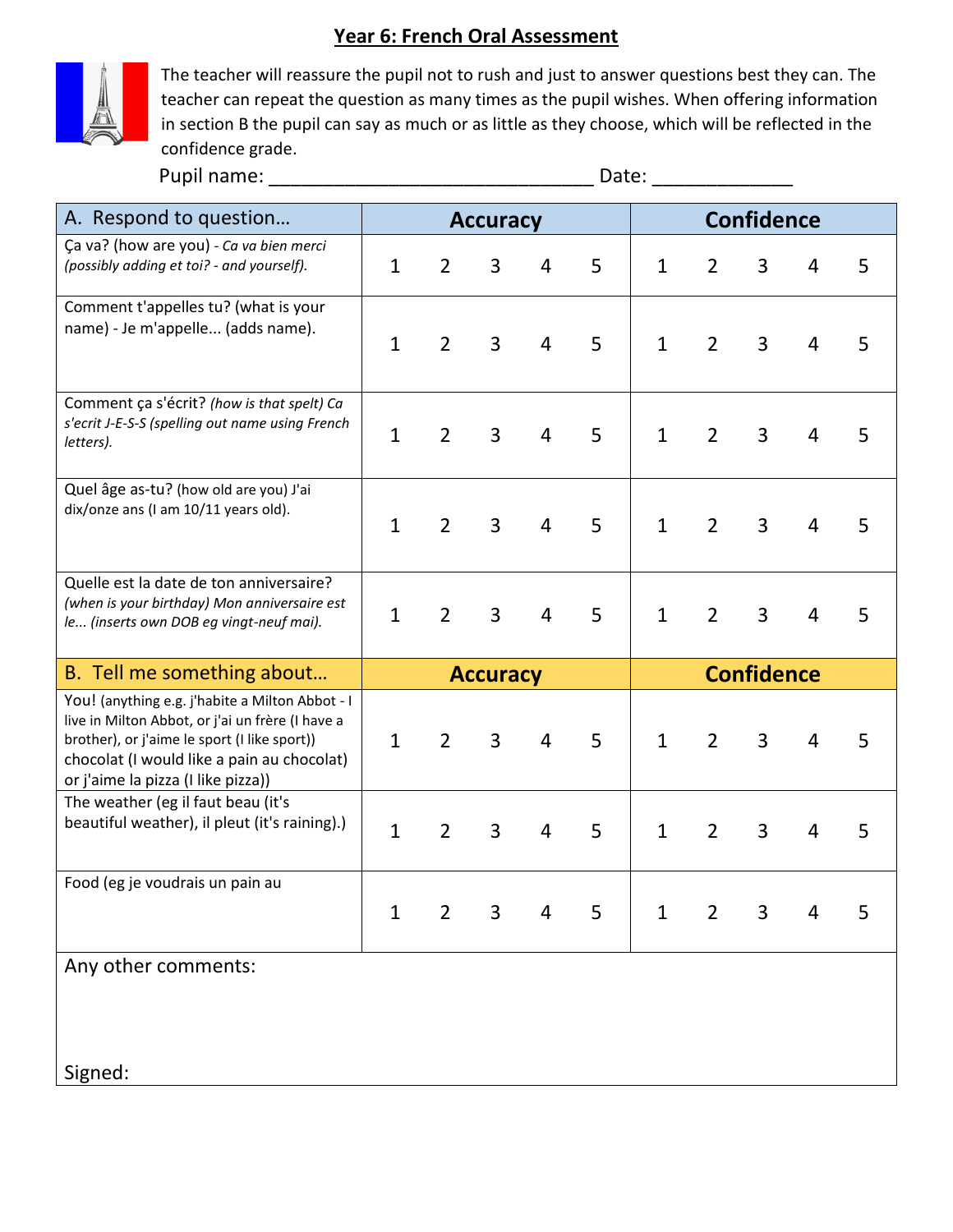# Year 6: French Oral Assessment

The teacher will reassure the pupil not to rush and just to answer questions best they can. The teacher can repeat the question as many times as the pupil wishes. When offering information in section B the pupil can say as much or as little as they choose, which will be reflected in the confidence grade.

Pupil name: _______________________________ Date: _____________

| A. Respond to question… | Accuracy | | | | | Confidence | | | | |
|---|---|---|---|---|---|---|---|---|---|---|
| Ça va? (how are you) - *Ca va bien merci (possibly adding et toi? - and yourself).* | 1 | 2 | 3 | 4 | 5 | 1 | 2 | 3 | 4 | 5 |
| Comment t'appelles tu? (what is your name) - Je m'appelle… (adds name). | 1 | 2 | 3 | 4 | 5 | 1 | 2 | 3 | 4 | 5 |
| Comment ça s'écrit? *(how is that spelt) Ca s'ecrit J-E-S-S (spelling out name using French letters).* | 1 | 2 | 3 | 4 | 5 | 1 | 2 | 3 | 4 | 5 |
| Quel âge as-tu? (how old are you) J'ai dix/onze ans (I am 10/11 years old). | 1 | 2 | 3 | 4 | 5 | 1 | 2 | 3 | 4 | 5 |
| Quelle est la date de ton anniversaire? *(when is your birthday) Mon anniversaire est le… (inserts own DOB eg vingt-neuf mai).* | 1 | 2 | 3 | 4 | 5 | 1 | 2 | 3 | 4 | 5 |
| **B. Tell me something about…** | **Accuracy** | | | | | **Confidence** | | | | |
| You! (anything e.g. j'habite a Milton Abbot - I live in Milton Abbot, or j'ai un frère (I have a brother), or j'aime le sport (I like sport)) chocolat (I would like a pain au chocolat) or j'aime la pizza (I like pizza)) | 1 | 2 | 3 | 4 | 5 | 1 | 2 | 3 | 4 | 5 |
| The weather (eg il faut beau (it's beautiful weather), il pleut (it's raining).) | 1 | 2 | 3 | 4 | 5 | 1 | 2 | 3 | 4 | 5 |
| Food (eg je voudrais un pain au | 1 | 2 | 3 | 4 | 5 | 1 | 2 | 3 | 4 | 5 |

Any other comments:

Signed: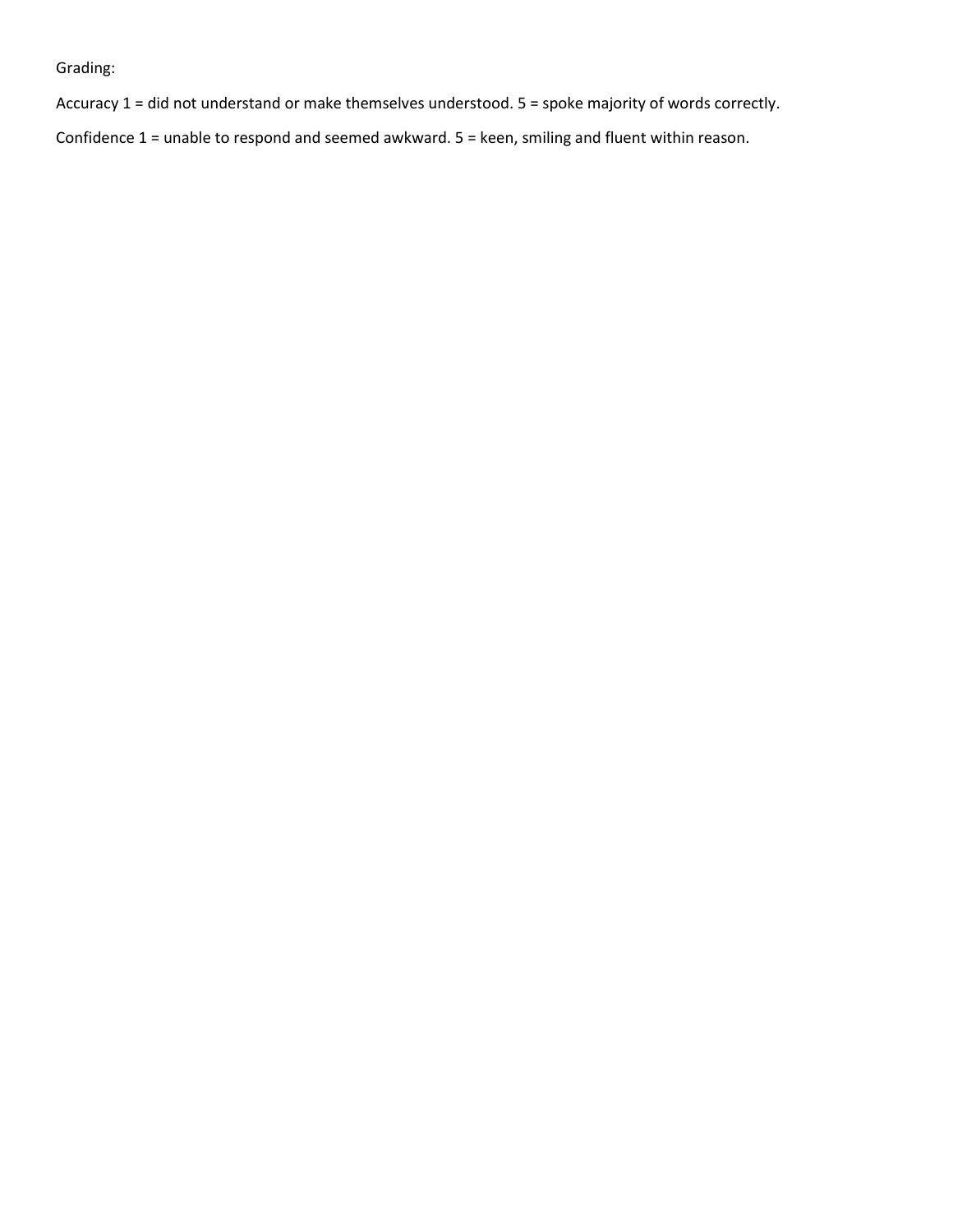Grading:

Accuracy 1 = did not understand or make themselves understood. 5 = spoke majority of words correctly.

Confidence 1 = unable to respond and seemed awkward. 5 = keen, smiling and fluent within reason.